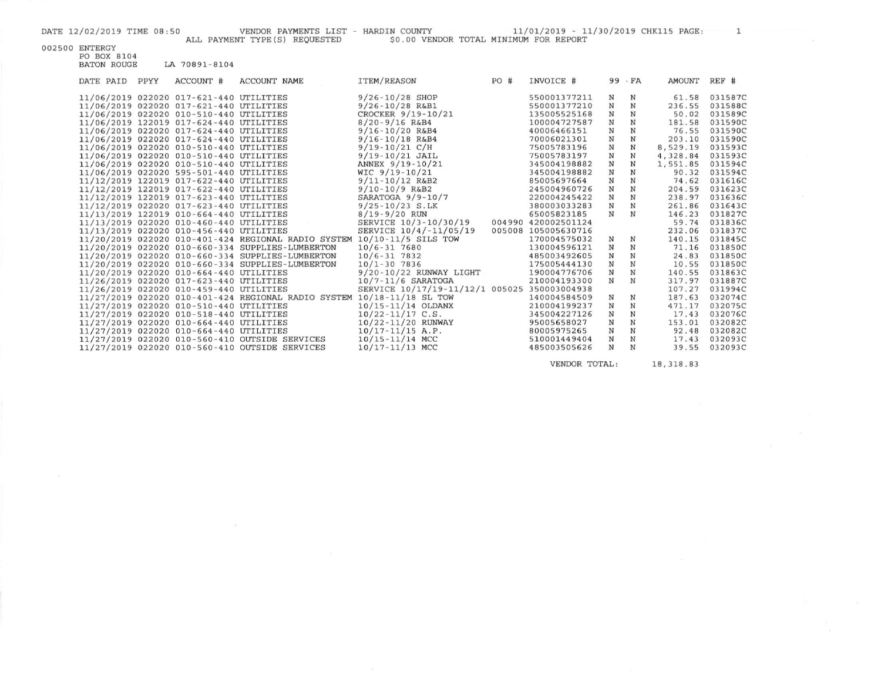DATE 12/02/2019 TIME 08:50 VENDOR PAYMENTS LIST - HARDIN COUNTY 11/01/2019 - 11/30/2019 CHK115 PAGE: 1

ALL PAYMENT TYPE(S) REQUESTED $0.00 VENDOR TOTAL MINIMUM FOR REPORT

002500 ENTERGY
PO BOX 8104
BATON ROUGE LA 70891-8104

| DATE PAID | PPYY | ACCOUNT # | ACCOUNT NAME | ITEM/REASON | PO # | INVOICE # | 99 | FA | AMOUNT | REF # |
|---|---|---|---|---|---|---|---|---|---|---|
| 11/06/2019 | 022020 | 017-621-440 | UTILITIES | 9/26-10/28 SHOP | | 550001377211 | N | N | 61.58 | 031587C |
| 11/06/2019 | 022020 | 017-621-440 | UTILITIES | 9/26-10/28 R&B1 | | 550001377210 | N | N | 236.55 | 031588C |
| 11/06/2019 | 022020 | 010-510-440 | UTILITIES | CROCKER 9/19-10/21 | | 135005525168 | N | N | 50.02 | 031589C |
| 11/06/2019 | 122019 | 017-624-440 | UTILITIES | 8/20-9/16 R&B4 | | 100004727587 | N | N | 181.58 | 031590C |
| 11/06/2019 | 022020 | 017-624-440 | UTILITIES | 9/16-10/20 R&B4 | | 40006466151 | N | N | 76.55 | 031590C |
| 11/06/2019 | 022020 | 017-624-440 | UTILITIES | 9/16-10/18 R&B4 | | 70006021301 | N | N | 203.10 | 031590C |
| 11/06/2019 | 022020 | 010-510-440 | UTILITIES | 9/19-10/21 C/H | | 75005783196 | N | N | 8,529.19 | 031593C |
| 11/06/2019 | 022020 | 010-510-440 | UTILITIES | 9/19-10/21 JAIL | | 75005783197 | N | N | 4,328.84 | 031593C |
| 11/06/2019 | 022020 | 010-510-440 | UTILITIES | ANNEX 9/19-10/21 | | 345004198882 | N | N | 1,551.85 | 031594C |
| 11/06/2019 | 022020 | 595-501-440 | UTILITIES | WIC 9/19-10/21 | | 345004198882 | N | N | 90.32 | 031594C |
| 11/12/2019 | 122019 | 017-622-440 | UTILITIES | 9/11-10/12 R&B2 | | 85005697664 | N | N | 74.62 | 031616C |
| 11/12/2019 | 122019 | 017-622-440 | UTILITIES | 9/10-10/9 R&B2 | | 245004960726 | N | N | 204.59 | 031623C |
| 11/12/2019 | 122019 | 017-623-440 | UTILITIES | SARATOGA 9/9-10/7 | | 220004245422 | N | N | 238.97 | 031636C |
| 11/12/2019 | 022020 | 017-623-440 | UTILITIES | 9/25-10/23 S.LK | | 380003033283 | N | N | 261.86 | 031643C |
| 11/13/2019 | 122019 | 010-664-440 | UTILITIES | 8/19-9/20 RUN | | 65005823185 | N | N | 146.23 | 031827C |
| 11/13/2019 | 022020 | 010-460-440 | UTILITIES | SERVICE 10/3-10/30/19 | 004990 | 420002501124 | | | 59.74 | 031836C |
| 11/13/2019 | 022020 | 010-456-440 | UTILITIES | SERVICE 10/4/-11/05/19 | 005008 | 105005630716 | | | 232.06 | 031837C |
| 11/20/2019 | 022020 | 010-401-424 | REGIONAL RADIO SYSTEM | 10/10-11/5 SILS TOW | | 170004575032 | N | N | 140.15 | 031845C |
| 11/20/2019 | 022020 | 010-660-334 | SUPPLIES-LUMBERTON | 10/6-31 7680 | | 130004596121 | N | N | 71.16 | 031850C |
| 11/20/2019 | 022020 | 010-660-334 | SUPPLIES-LUMBERTON | 10/6-31 7832 | | 485003492605 | N | N | 24.83 | 031850C |
| 11/20/2019 | 022020 | 010-660-334 | SUPPLIES-LUMBERTON | 10/1-30 7836 | | 175005444130 | N | N | 10.55 | 031850C |
| 11/20/2019 | 022020 | 010-664-440 | UTILITIES | 9/20-10/22 RUNWAY LIGHT | | 190004776706 | N | N | 140.55 | 031863C |
| 11/26/2019 | 022020 | 017-623-440 | UTILITIES | 10/7-11/6 SARATOGA | | 210004193300 | N | N | 317.97 | 031887C |
| 11/26/2019 | 022020 | 010-459-440 | UTILITIES | SERVICE 10/17/19-11/12/1 | 005025 | 350003004938 | | | 107.27 | 031994C |
| 11/27/2019 | 022020 | 010-401-424 | REGIONAL RADIO SYSTEM | 10/18-11/18 SL TOW | | 140004584509 | N | N | 187.63 | 032074C |
| 11/27/2019 | 022020 | 010-510-440 | UTILITIES | 10/15-11/14 OLDANX | | 210004199237 | N | N | 471.17 | 032075C |
| 11/27/2019 | 022020 | 010-518-440 | UTILITIES | 10/22-11/17 C.S. | | 345004227126 | N | N | 17.43 | 032076C |
| 11/27/2019 | 022020 | 010-664-440 | UTILITIES | 10/22-11/20 RUNWAY | | 95005658027 | N | N | 153.01 | 032082C |
| 11/27/2019 | 022020 | 010-664-440 | UTILITIES | 10/17-11/15 A.P. | | 80005975265 | N | N | 92.48 | 032082C |
| 11/27/2019 | 022020 | 010-560-410 | OUTSIDE SERVICES | 10/15-11/14 MCC | | 510001449404 | N | N | 17.43 | 032093C |
| 11/27/2019 | 022020 | 010-560-410 | OUTSIDE SERVICES | 10/17-11/13 MCC | | 485003505626 | N | N | 39.55 | 032093C |

VENDOR TOTAL: 18,318.83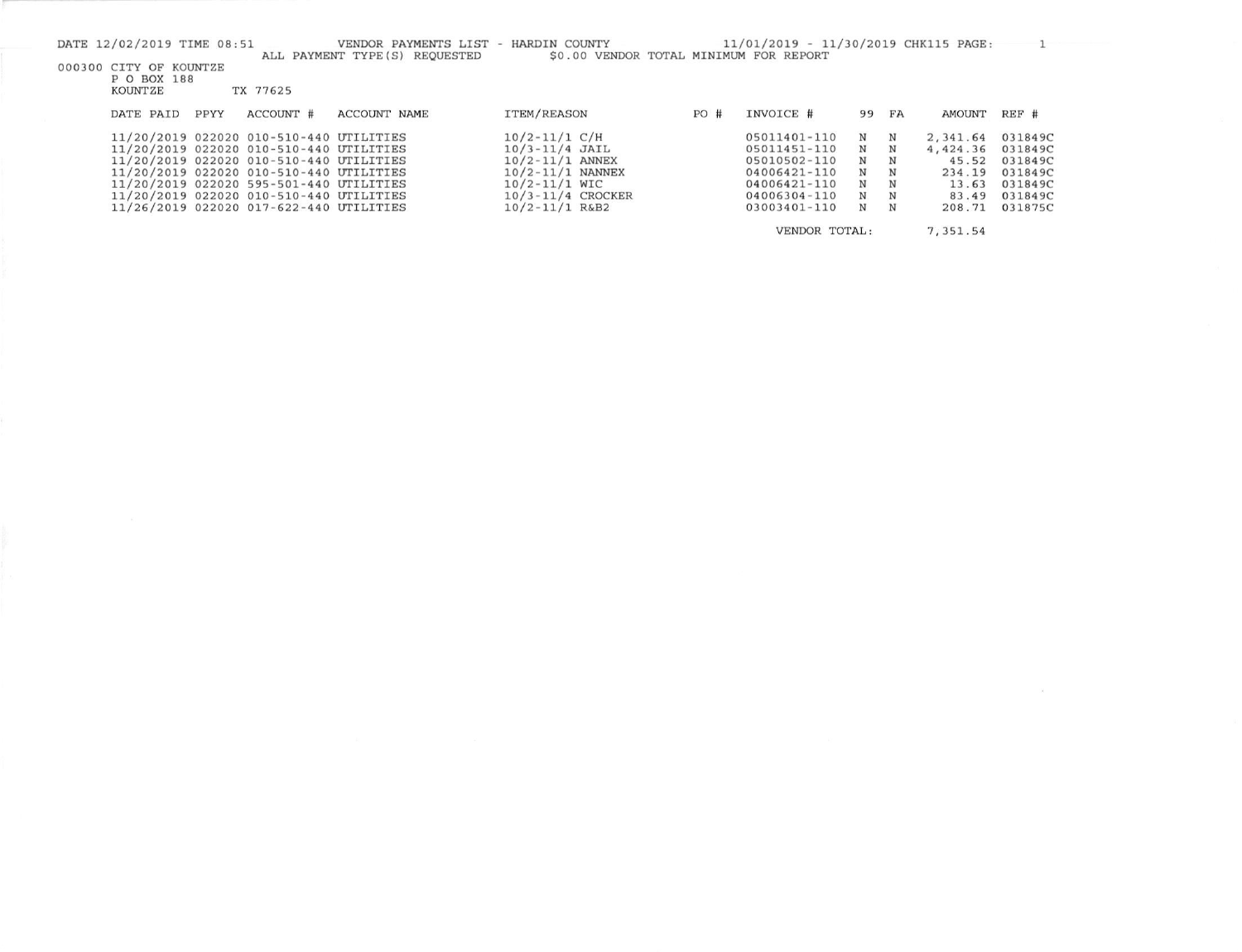DATE 12/02/2019 TIME 08:51 VENDOR PAYMENTS LIST - HARDIN COUNTY 11/01/2019 - 11/30/2019 CHK115 PAGE: 1

ALL PAYMENT TYPE(S) REQUESTED $0.00 VENDOR TOTAL MINIMUM FOR REPORT

000300 CITY OF KOUNTZE
P O BOX 188
KOUNTZE TX 77625

| DATE PAID | PPYY | ACCOUNT # | ACCOUNT NAME | ITEM/REASON | PO # | INVOICE # | 99 | FA | AMOUNT | REF # |
|---|---|---|---|---|---|---|---|---|---|---|
| 11/20/2019 | 022020 | 010-510-440 | UTILITIES | 10/2-11/1 C/H | | 05011401-110 | N | N | 2,341.64 | 031849C |
| 11/20/2019 | 022020 | 010-510-440 | UTILITIES | 10/3-11/4 JAIL | | 05011451-110 | N | N | 4,424.36 | 031849C |
| 11/20/2019 | 022020 | 010-510-440 | UTILITIES | 10/2-11/1 ANNEX | | 05010502-110 | N | N | 45.52 | 031849C |
| 11/20/2019 | 022020 | 010-510-440 | UTILITIES | 10/2-11/1 NANNEX | | 04006421-110 | N | N | 234.19 | 031849C |
| 11/20/2019 | 022020 | 595-501-440 | UTILITIES | 10/2-11/1 WIC | | 04006421-110 | N | N | 13.63 | 031849C |
| 11/20/2019 | 022020 | 010-510-440 | UTILITIES | 10/3-11/4 CROCKER | | 04006304-110 | N | N | 83.49 | 031849C |
| 11/26/2019 | 022020 | 017-622-440 | UTILITIES | 10/2-11/1 R&B2 | | 03003401-110 | N | N | 208.71 | 031875C |
| | | | | | | VENDOR TOTAL: | | | 7,351.54 | |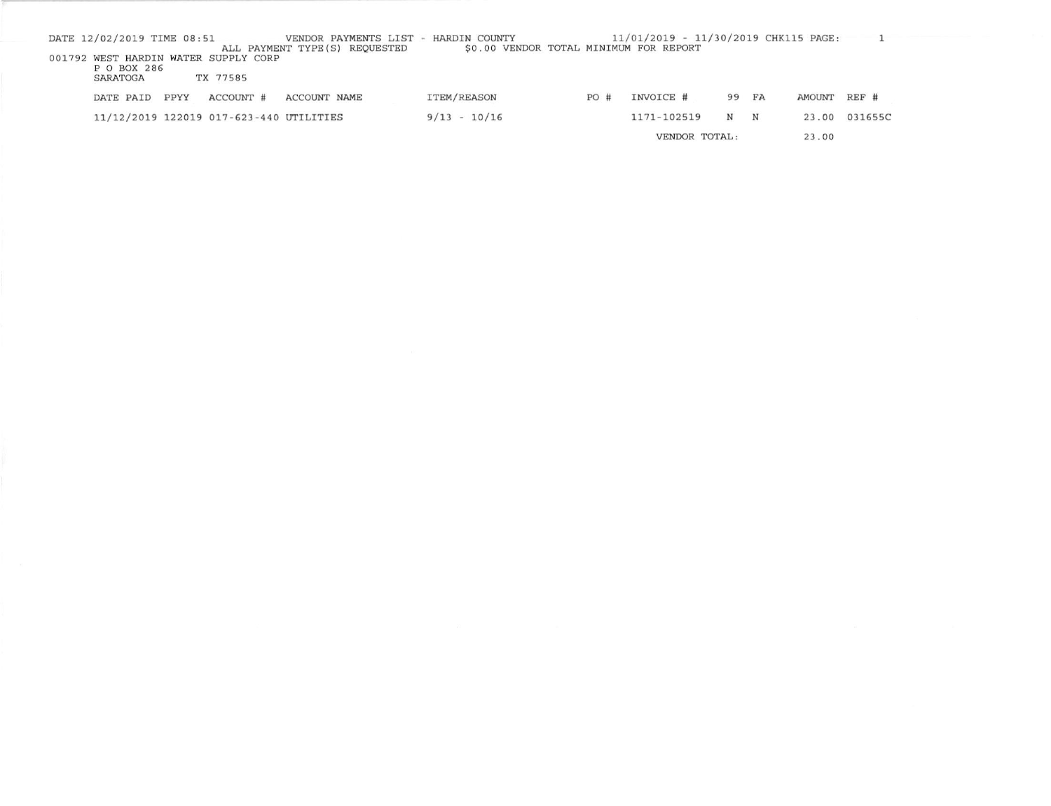DATE 12/02/2019 TIME 08:51 VENDOR PAYMENTS LIST - HARDIN COUNTY 11/01/2019 - 11/30/2019 CHK115

ALL PAYMENT TYPE(S) REQUESTED $0.00 VENDOR TOTAL MINIMUM FOR REPORT

001792 WEST HARDIN WATER SUPPLY CORP
P O BOX 286
SARATOGA TX 77585

| DATE PAID | PPYY | ACCOUNT # | ACCOUNT NAME | ITEM/REASON | PO # | INVOICE # | 99 | FA | AMOUNT | REF # |
|---|---|---|---|---|---|---|---|---|---|---|
| 11/12/2019 | 122019 | 017-623-440 | UTILITIES | 9/13 - 10/16 | | 1171-102519 | N | N | 23.00 | 031655C |
| | | | | | | VENDOR TOTAL: | | | 23.00 | |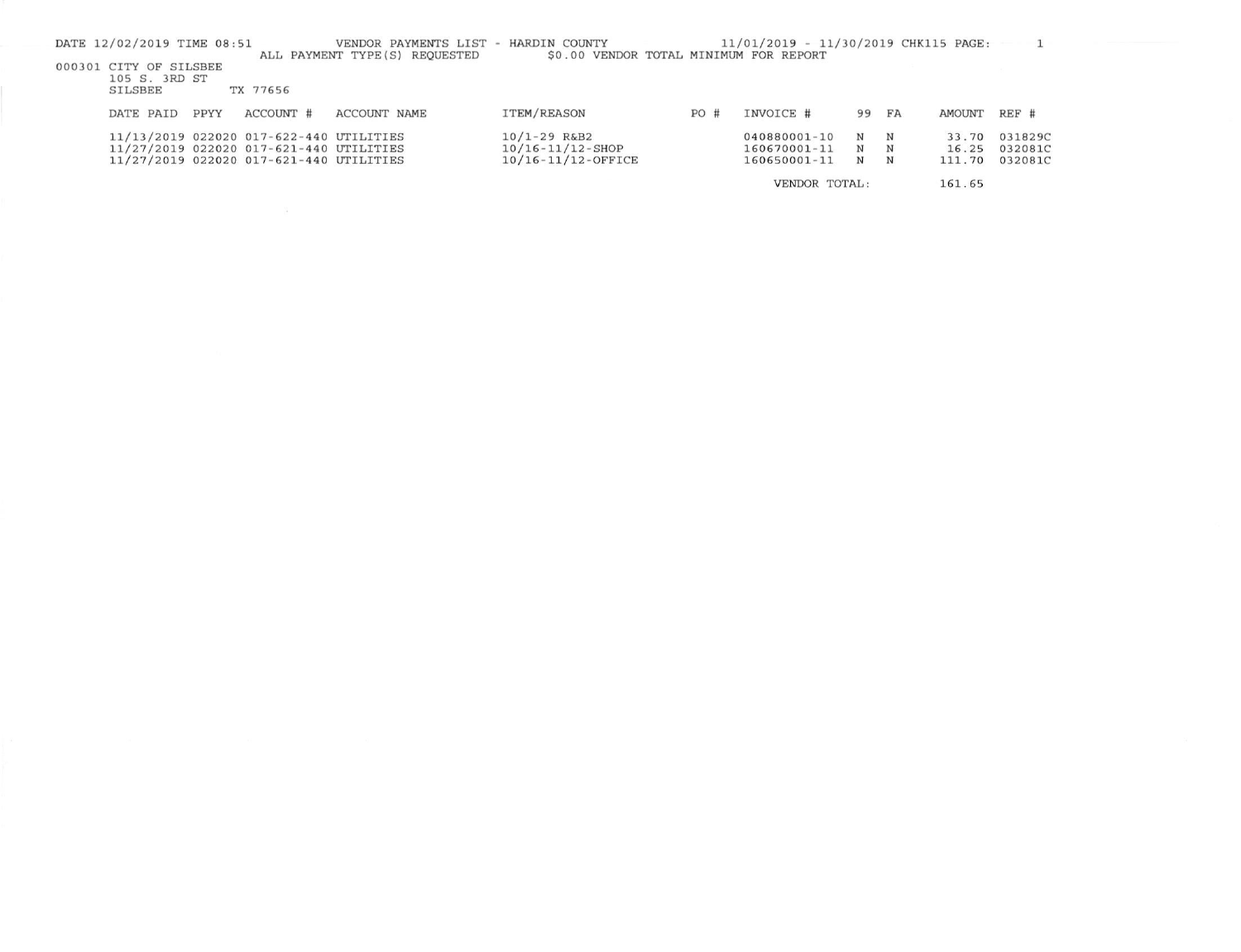DATE 12/02/2019 TIME 08:51 VENDOR PAYMENTS LIST - HARDIN COUNTY 11/01/2019 - 11/30/2019 CHK115 PAGE: 1

ALL PAYMENT TYPE(S) REQUESTED $0.00 VENDOR TOTAL MINIMUM FOR REPORT

000301 CITY OF SILSBEE
105 S. 3RD ST
SILSBEE TX 77656

| DATE PAID | PPYY | ACCOUNT # | ACCOUNT NAME | ITEM/REASON | PO # | INVOICE # | 99 | FA | AMOUNT | REF # |
|---|---|---|---|---|---|---|---|---|---|---|
| 11/13/2019 | 022020 | 017-622-440 | UTILITIES | 10/1-29 R&B2 | | 040880001-10 | N | N | 33.70 | 031829C |
| 11/27/2019 | 022020 | 017-621-440 | UTILITIES | 10/16-11/12-SHOP | | 160670001-11 | N | N | 16.25 | 032081C |
| 11/27/2019 | 022020 | 017-621-440 | UTILITIES | 10/16-11/12-OFFICE | | 160650001-11 | N | N | 111.70 | 032081C |
| | | | | | | VENDOR TOTAL: | | | 161.65 | |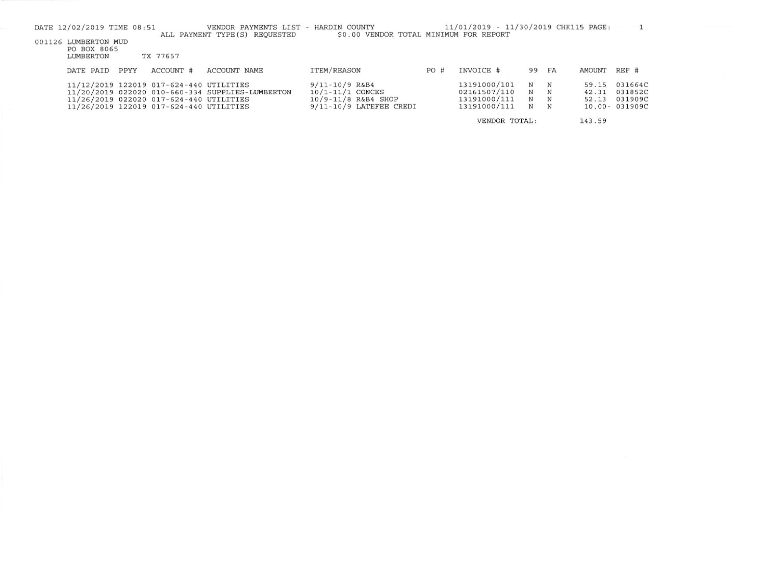DATE 12/02/2019 TIME 08:51 VENDOR PAYMENTS LIST - HARDIN COUNTY 11/01/2019 - 11/30/2019 CHK115 PAGE: 1

ALL PAYMENT TYPE(S) REQUESTED $0.00 VENDOR TOTAL MINIMUM FOR REPORT

001126 LUMBERTON MUD
PO BOX 8065
LUMBERTON TX 77657

| DATE PAID | PPYY | ACCOUNT # | ACCOUNT NAME | ITEM/REASON | PO # | INVOICE # | 99 | FA | AMOUNT | REF # |
|---|---|---|---|---|---|---|---|---|---|---|
| 11/12/2019 | 122019 | 017-624-440 | UTILITIES | 9/11-10/9 R&B4 | | 13191000/101 | N | N | 59.15 | 031664C |
| 11/20/2019 | 022020 | 010-660-334 | SUPPLIES-LUMBERTON | 10/1-11/1 CONCES | | 02161507/110 | N | N | 42.31 | 031852C |
| 11/26/2019 | 022020 | 017-624-440 | UTILITIES | 10/9-11/8 R&B4 SHOP | | 13191000/111 | N | N | 52.13 | 031909C |
| 11/26/2019 | 122019 | 017-624-440 | UTILITIES | 9/11-10/9 LATEFEE CREDI | | 13191000/111 | N | N | 10.00- | 031909C |
| | | | | | | VENDOR TOTAL: | | | 143.59 | |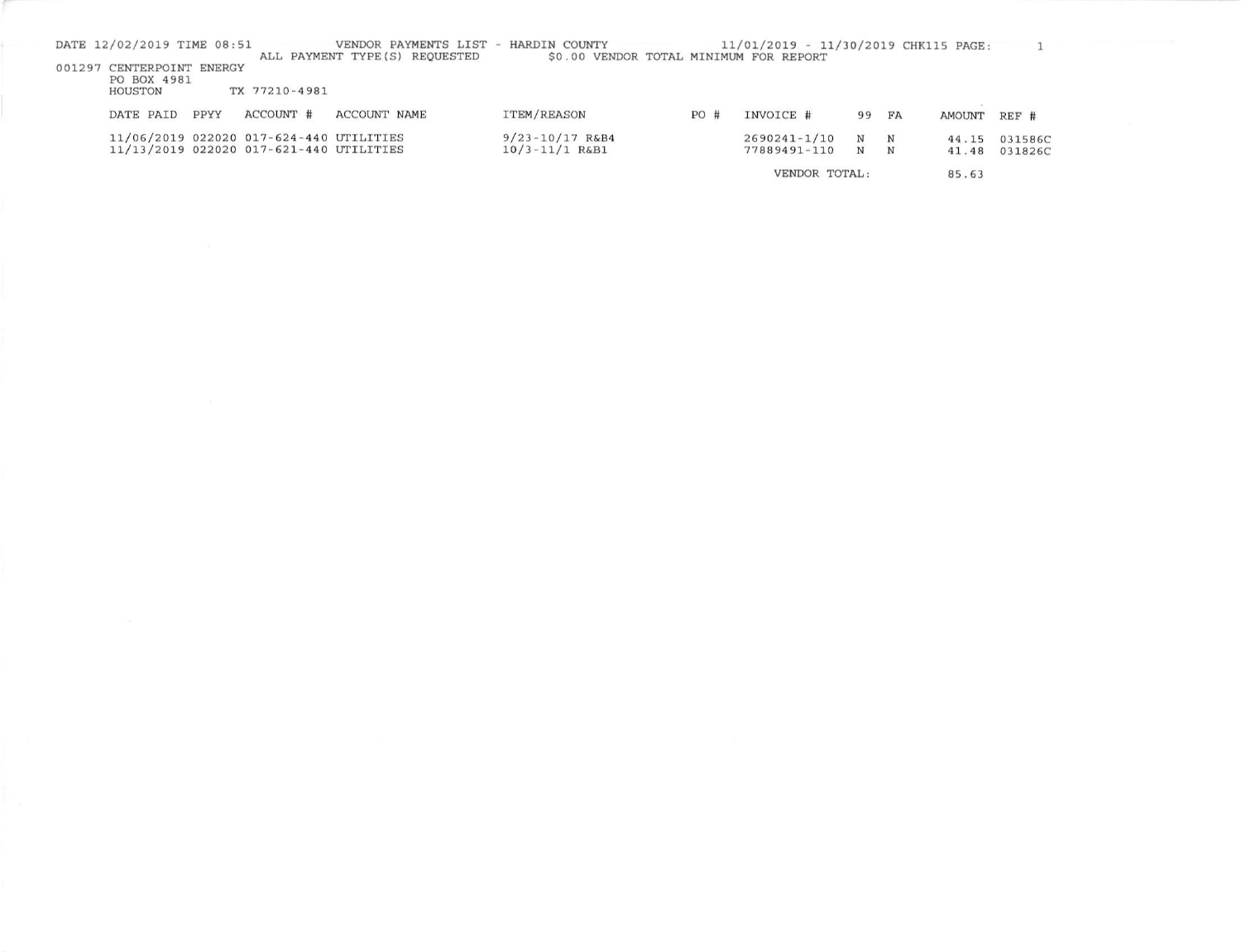DATE 12/02/2019 TIME 08:51 VENDOR PAYMENTS LIST - HARDIN COUNTY 11/01/2019 - 11/30/2019 CHK115 PAGE: 1

ALL PAYMENT TYPE(S) REQUESTED $0.00 VENDOR TOTAL MINIMUM FOR REPORT

001297 CENTERPOINT ENERGY
PO BOX 4981
HOUSTON TX 77210-4981

| DATE PAID | PPYY | ACCOUNT # | ACCOUNT NAME | ITEM/REASON | PO # | INVOICE # | 99 | FA | AMOUNT | REF # |
|---|---|---|---|---|---|---|---|---|---|---|
| 11/06/2019 | 022020 | 017-624-440 | UTILITIES | 9/23-10/17 R&B4 | | 2690241-1/10 | N | N | 44.15 | 031586C |
| 11/13/2019 | 022020 | 017-621-440 | UTILITIES | 10/3-11/1 R&B1 | | 77889491-110 | N | N | 41.48 | 031826C |
| | | | | | | VENDOR TOTAL: | | | 85.63 | |